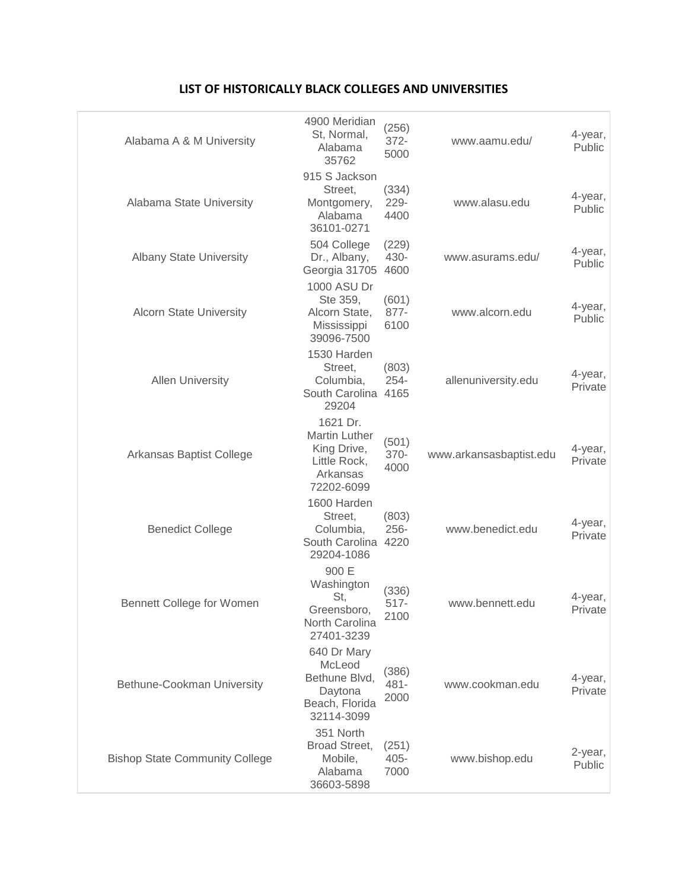# LIST OF HISTORICALLY BLACK COLLEGES AND UNIVERSITIES

| | | | | |
|---|---|---|---|---|
| Alabama A & M University | 4900 Meridian St, Normal, Alabama 35762 | (256) 372-5000 | www.aamu.edu/ | 4-year, Public |
| Alabama State University | 915 S Jackson Street, Montgomery, Alabama 36101-0271 | (334) 229-4400 | www.alasu.edu | 4-year, Public |
| Albany State University | 504 College Dr., Albany, Georgia 31705 | (229) 430-4600 | www.asurams.edu/ | 4-year, Public |
| Alcorn State University | 1000 ASU Dr Ste 359, Alcorn State, Mississippi 39096-7500 | (601) 877-6100 | www.alcorn.edu | 4-year, Public |
| Allen University | 1530 Harden Street, Columbia, South Carolina 29204 | (803) 254-4165 | allenuniversity.edu | 4-year, Private |
| Arkansas Baptist College | 1621 Dr. Martin Luther King Drive, Little Rock, Arkansas 72202-6099 | (501) 370-4000 | www.arkansasbaptist.edu | 4-year, Private |
| Benedict College | 1600 Harden Street, Columbia, South Carolina 29204-1086 | (803) 256-4220 | www.benedict.edu | 4-year, Private |
| Bennett College for Women | 900 E Washington St, Greensboro, North Carolina 27401-3239 | (336) 517-2100 | www.bennett.edu | 4-year, Private |
| Bethune-Cookman University | 640 Dr Mary McLeod Bethune Blvd, Daytona Beach, Florida 32114-3099 | (386) 481-2000 | www.cookman.edu | 4-year, Private |
| Bishop State Community College | 351 North Broad Street, Mobile, Alabama 36603-5898 | (251) 405-7000 | www.bishop.edu | 2-year, Public |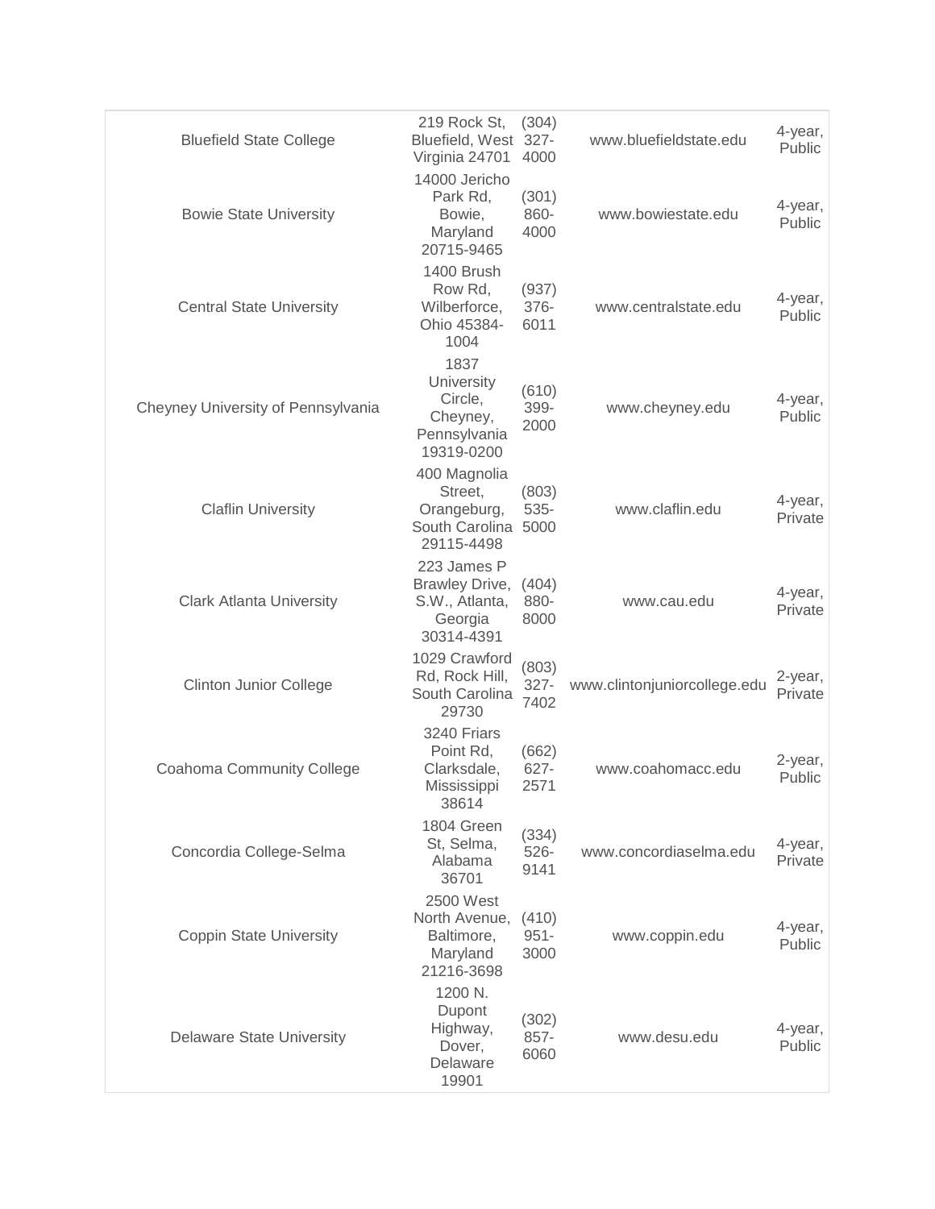| | | | | |
|---|---|---|---|---|
| Bluefield State College | 219 Rock St, Bluefield, West Virginia 24701 | (304) 327-4000 | www.bluefieldstate.edu | 4-year, Public |
| Bowie State University | 14000 Jericho Park Rd, Bowie, Maryland 20715-9465 | (301) 860-4000 | www.bowiestate.edu | 4-year, Public |
| Central State University | 1400 Brush Row Rd, Wilberforce, Ohio 45384-1004 | (937) 376-6011 | www.centralstate.edu | 4-year, Public |
| Cheyney University of Pennsylvania | 1837 University Circle, Cheyney, Pennsylvania 19319-0200 | (610) 399-2000 | www.cheyney.edu | 4-year, Public |
| Claflin University | 400 Magnolia Street, Orangeburg, South Carolina 29115-4498 | (803) 535-5000 | www.claflin.edu | 4-year, Private |
| Clark Atlanta University | 223 James P Brawley Drive, S.W., Atlanta, Georgia 30314-4391 | (404) 880-8000 | www.cau.edu | 4-year, Private |
| Clinton Junior College | 1029 Crawford Rd, Rock Hill, South Carolina 29730 | (803) 327-7402 | www.clintonjuniorcollege.edu | 2-year, Private |
| Coahoma Community College | 3240 Friars Point Rd, Clarksdale, Mississippi 38614 | (662) 627-2571 | www.coahomacc.edu | 2-year, Public |
| Concordia College-Selma | 1804 Green St, Selma, Alabama 36701 | (334) 526-9141 | www.concordiaselma.edu | 4-year, Private |
| Coppin State University | 2500 West North Avenue, Baltimore, Maryland 21216-3698 | (410) 951-3000 | www.coppin.edu | 4-year, Public |
| Delaware State University | 1200 N. Dupont Highway, Dover, Delaware 19901 | (302) 857-6060 | www.desu.edu | 4-year, Public |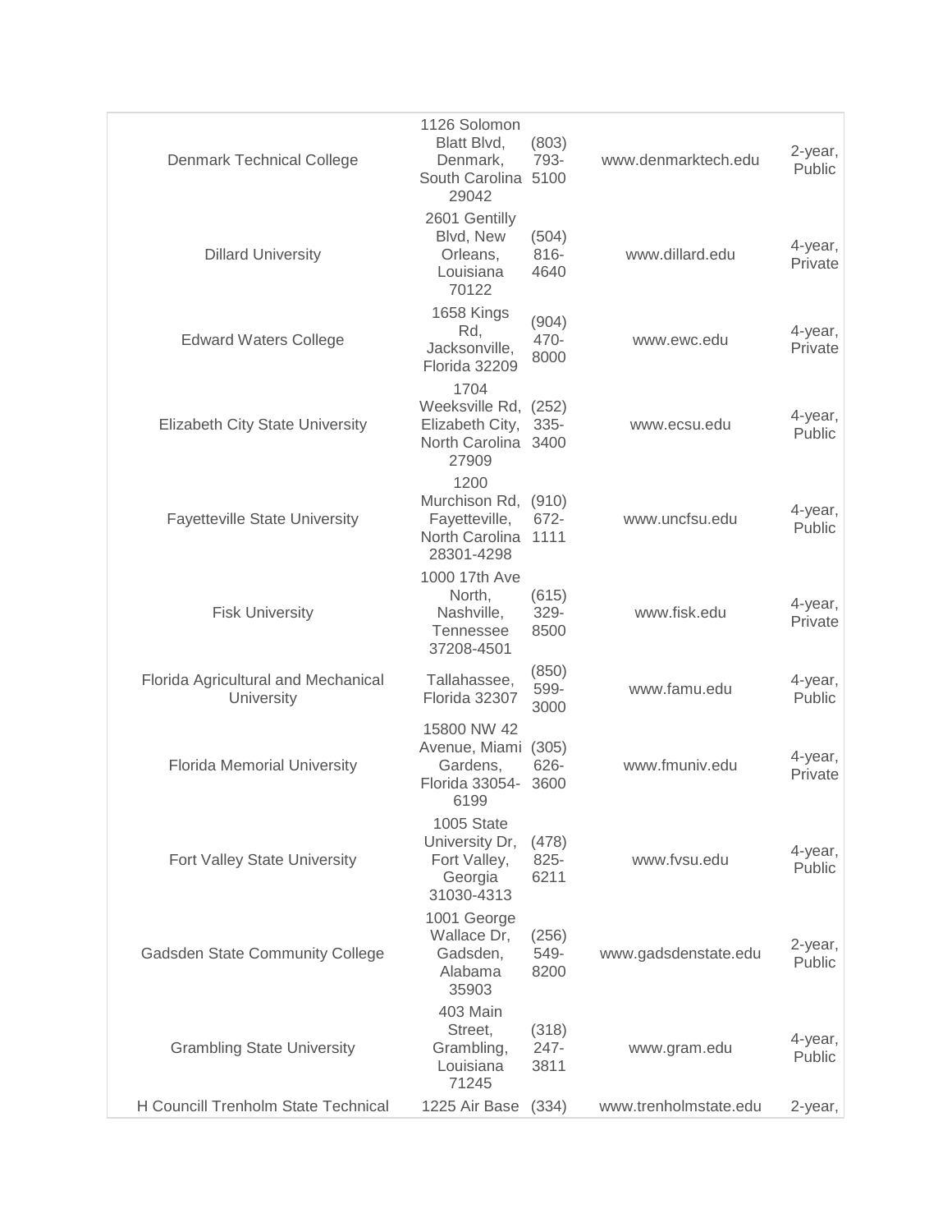| | | | | |
|---|---|---|---|---|
| Denmark Technical College | 1126 Solomon Blatt Blvd, Denmark, South Carolina 29042 | (803) 793-5100 | www.denmarktech.edu | 2-year, Public |
| Dillard University | 2601 Gentilly Blvd, New Orleans, Louisiana 70122 | (504) 816-4640 | www.dillard.edu | 4-year, Private |
| Edward Waters College | 1658 Kings Rd, Jacksonville, Florida 32209 | (904) 470-8000 | www.ewc.edu | 4-year, Private |
| Elizabeth City State University | 1704 Weeksville Rd, Elizabeth City, North Carolina 27909 | (252) 335-3400 | www.ecsu.edu | 4-year, Public |
| Fayetteville State University | 1200 Murchison Rd, Fayetteville, North Carolina 28301-4298 | (910) 672-1111 | www.uncfsu.edu | 4-year, Public |
| Fisk University | 1000 17th Ave North, Nashville, Tennessee 37208-4501 | (615) 329-8500 | www.fisk.edu | 4-year, Private |
| Florida Agricultural and Mechanical University | Tallahassee, Florida 32307 | (850) 599-3000 | www.famu.edu | 4-year, Public |
| Florida Memorial University | 15800 NW 42 Avenue, Miami Gardens, Florida 33054-6199 | (305) 626-3600 | www.fmuniv.edu | 4-year, Private |
| Fort Valley State University | 1005 State University Dr, Fort Valley, Georgia 31030-4313 | (478) 825-6211 | www.fvsu.edu | 4-year, Public |
| Gadsden State Community College | 1001 George Wallace Dr, Gadsden, Alabama 35903 | (256) 549-8200 | www.gadsdenstate.edu | 2-year, Public |
| Grambling State University | 403 Main Street, Grambling, Louisiana 71245 | (318) 247-3811 | www.gram.edu | 4-year, Public |
| H Councill Trenholm State Technical | 1225 Air Base | (334) | www.trenholmstate.edu | 2-year, |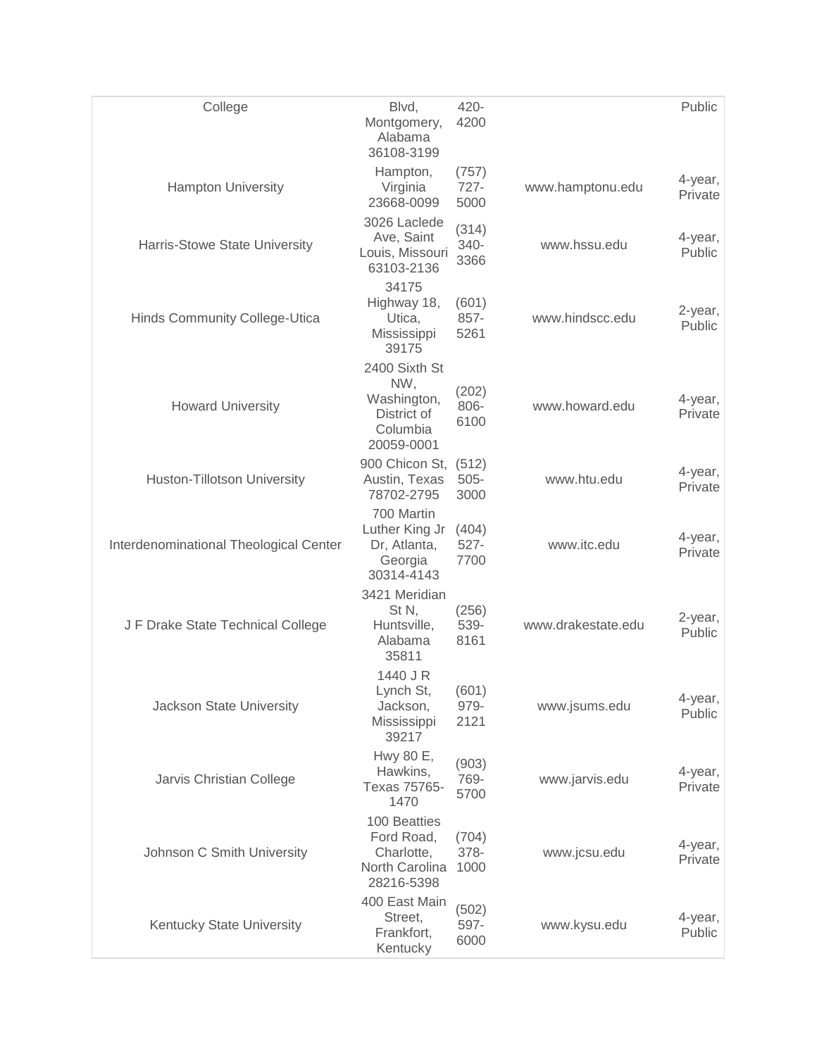| | | | | |
|---|---|---|---|---|
| College | Blvd, Montgomery, Alabama 36108-3199 | 420-4200 | | Public |
| Hampton University | Hampton, Virginia 23668-0099 | (757) 727-5000 | www.hamptonu.edu | 4-year, Private |
| Harris-Stowe State University | 3026 Laclede Ave, Saint Louis, Missouri 63103-2136 | (314) 340-3366 | www.hssu.edu | 4-year, Public |
| Hinds Community College-Utica | 34175 Highway 18, Utica, Mississippi 39175 | (601) 857-5261 | www.hindscc.edu | 2-year, Public |
| Howard University | 2400 Sixth St NW, Washington, District of Columbia 20059-0001 | (202) 806-6100 | www.howard.edu | 4-year, Private |
| Huston-Tillotson University | 900 Chicon St, Austin, Texas 78702-2795 | (512) 505-3000 | www.htu.edu | 4-year, Private |
| Interdenominational Theological Center | 700 Martin Luther King Jr Dr, Atlanta, Georgia 30314-4143 | (404) 527-7700 | www.itc.edu | 4-year, Private |
| J F Drake State Technical College | 3421 Meridian St N, Huntsville, Alabama 35811 | (256) 539-8161 | www.drakestate.edu | 2-year, Public |
| Jackson State University | 1440 J R Lynch St, Jackson, Mississippi 39217 | (601) 979-2121 | www.jsums.edu | 4-year, Public |
| Jarvis Christian College | Hwy 80 E, Hawkins, Texas 75765-1470 | (903) 769-5700 | www.jarvis.edu | 4-year, Private |
| Johnson C Smith University | 100 Beatties Ford Road, Charlotte, North Carolina 28216-5398 | (704) 378-1000 | www.jcsu.edu | 4-year, Private |
| Kentucky State University | 400 East Main Street, Frankfort, Kentucky | (502) 597-6000 | www.kysu.edu | 4-year, Public |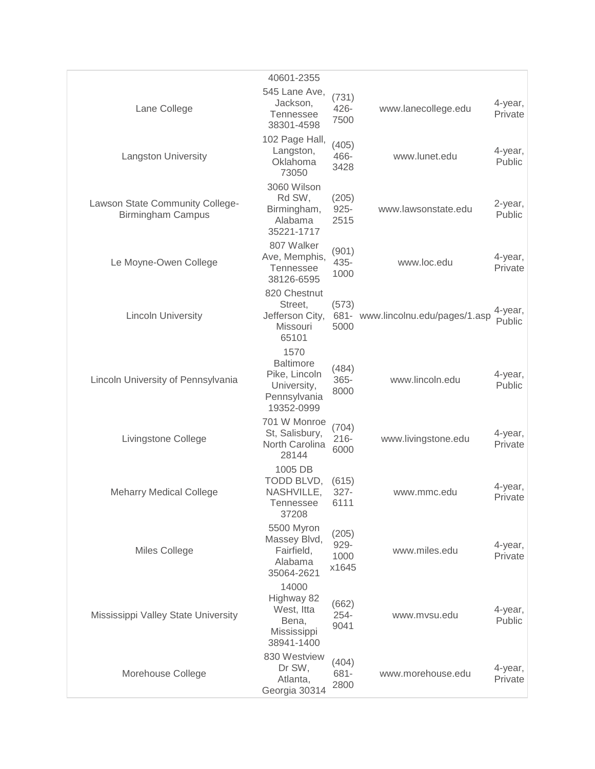| | | | | |
|---|---|---|---|---|
| | 40601-2355 | | | |
| Lane College | 545 Lane Ave, Jackson, Tennessee 38301-4598 | (731) 426-7500 | www.lanecollege.edu | 4-year, Private |
| Langston University | 102 Page Hall, Langston, Oklahoma 73050 | (405) 466-3428 | www.lunet.edu | 4-year, Public |
| Lawson State Community College-Birmingham Campus | 3060 Wilson Rd SW, Birmingham, Alabama 35221-1717 | (205) 925-2515 | www.lawsonstate.edu | 2-year, Public |
| Le Moyne-Owen College | 807 Walker Ave, Memphis, Tennessee 38126-6595 | (901) 435-1000 | www.loc.edu | 4-year, Private |
| Lincoln University | 820 Chestnut Street, Jefferson City, Missouri 65101 | (573) 681-5000 | www.lincolnu.edu/pages/1.asp | 4-year, Public |
| Lincoln University of Pennsylvania | 1570 Baltimore Pike, Lincoln University, Pennsylvania 19352-0999 | (484) 365-8000 | www.lincoln.edu | 4-year, Public |
| Livingstone College | 701 W Monroe St, Salisbury, North Carolina 28144 | (704) 216-6000 | www.livingstone.edu | 4-year, Private |
| Meharry Medical College | 1005 DB TODD BLVD, NASHVILLE, Tennessee 37208 | (615) 327-6111 | www.mmc.edu | 4-year, Private |
| Miles College | 5500 Myron Massey Blvd, Fairfield, Alabama 35064-2621 | (205) 929-1000 x1645 | www.miles.edu | 4-year, Private |
| Mississippi Valley State University | 14000 Highway 82 West, Itta Bena, Mississippi 38941-1400 | (662) 254-9041 | www.mvsu.edu | 4-year, Public |
| Morehouse College | 830 Westview Dr SW, Atlanta, Georgia 30314 | (404) 681-2800 | www.morehouse.edu | 4-year, Private |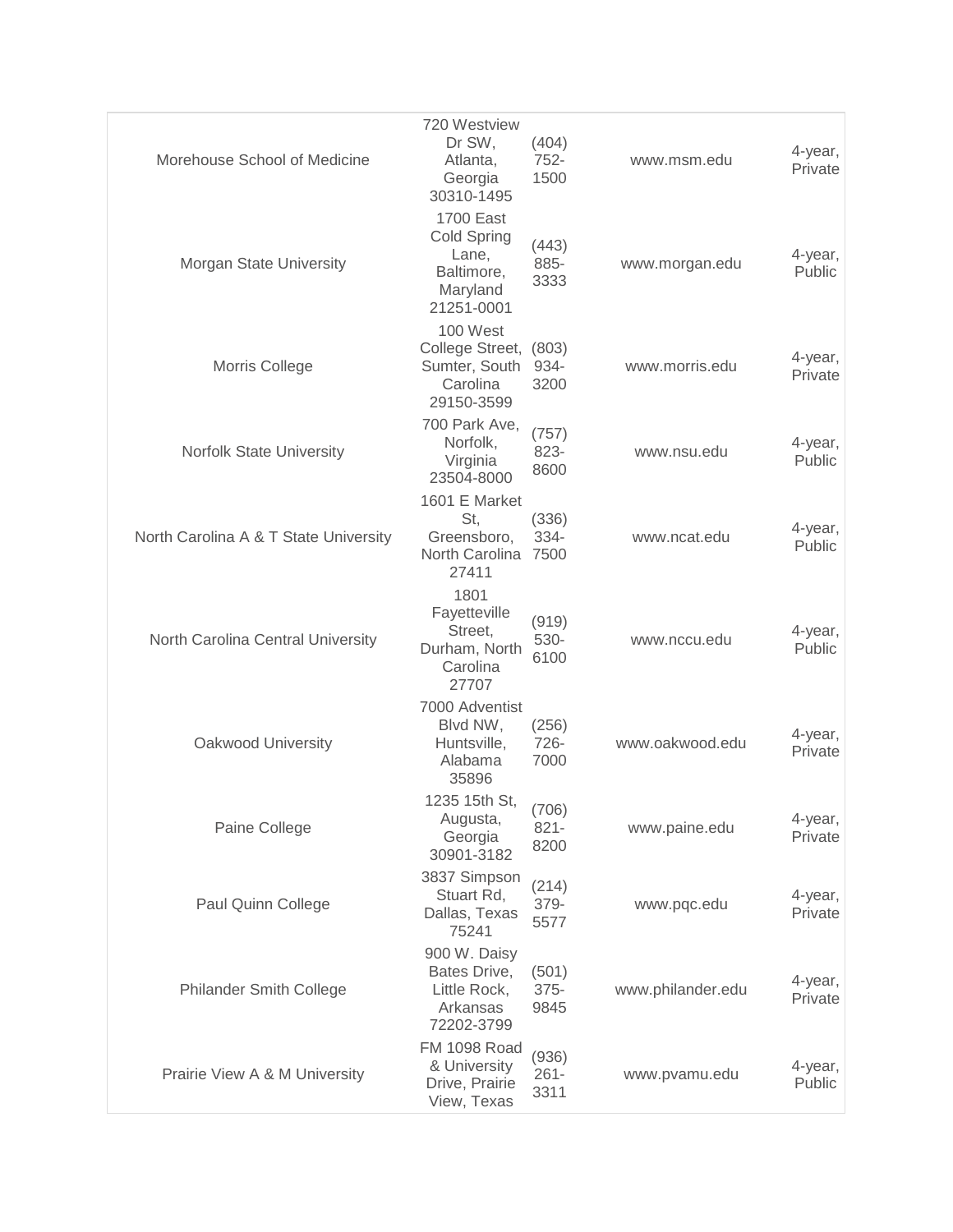| | | | | |
|---|---|---|---|---|
| Morehouse School of Medicine | 720 Westview Dr SW, Atlanta, Georgia 30310-1495 | (404) 752-1500 | www.msm.edu | 4-year, Private |
| Morgan State University | 1700 East Cold Spring Lane, Baltimore, Maryland 21251-0001 | (443) 885-3333 | www.morgan.edu | 4-year, Public |
| Morris College | 100 West College Street, Sumter, South Carolina 29150-3599 | (803) 934-3200 | www.morris.edu | 4-year, Private |
| Norfolk State University | 700 Park Ave, Norfolk, Virginia 23504-8000 | (757) 823-8600 | www.nsu.edu | 4-year, Public |
| North Carolina A & T State University | 1601 E Market St, Greensboro, North Carolina 27411 | (336) 334-7500 | www.ncat.edu | 4-year, Public |
| North Carolina Central University | 1801 Fayetteville Street, Durham, North Carolina 27707 | (919) 530-6100 | www.nccu.edu | 4-year, Public |
| Oakwood University | 7000 Adventist Blvd NW, Huntsville, Alabama 35896 | (256) 726-7000 | www.oakwood.edu | 4-year, Private |
| Paine College | 1235 15th St, Augusta, Georgia 30901-3182 | (706) 821-8200 | www.paine.edu | 4-year, Private |
| Paul Quinn College | 3837 Simpson Stuart Rd, Dallas, Texas 75241 | (214) 379-5577 | www.pqc.edu | 4-year, Private |
| Philander Smith College | 900 W. Daisy Bates Drive, Little Rock, Arkansas 72202-3799 | (501) 375-9845 | www.philander.edu | 4-year, Private |
| Prairie View A & M University | FM 1098 Road & University Drive, Prairie View, Texas | (936) 261-3311 | www.pvamu.edu | 4-year, Public |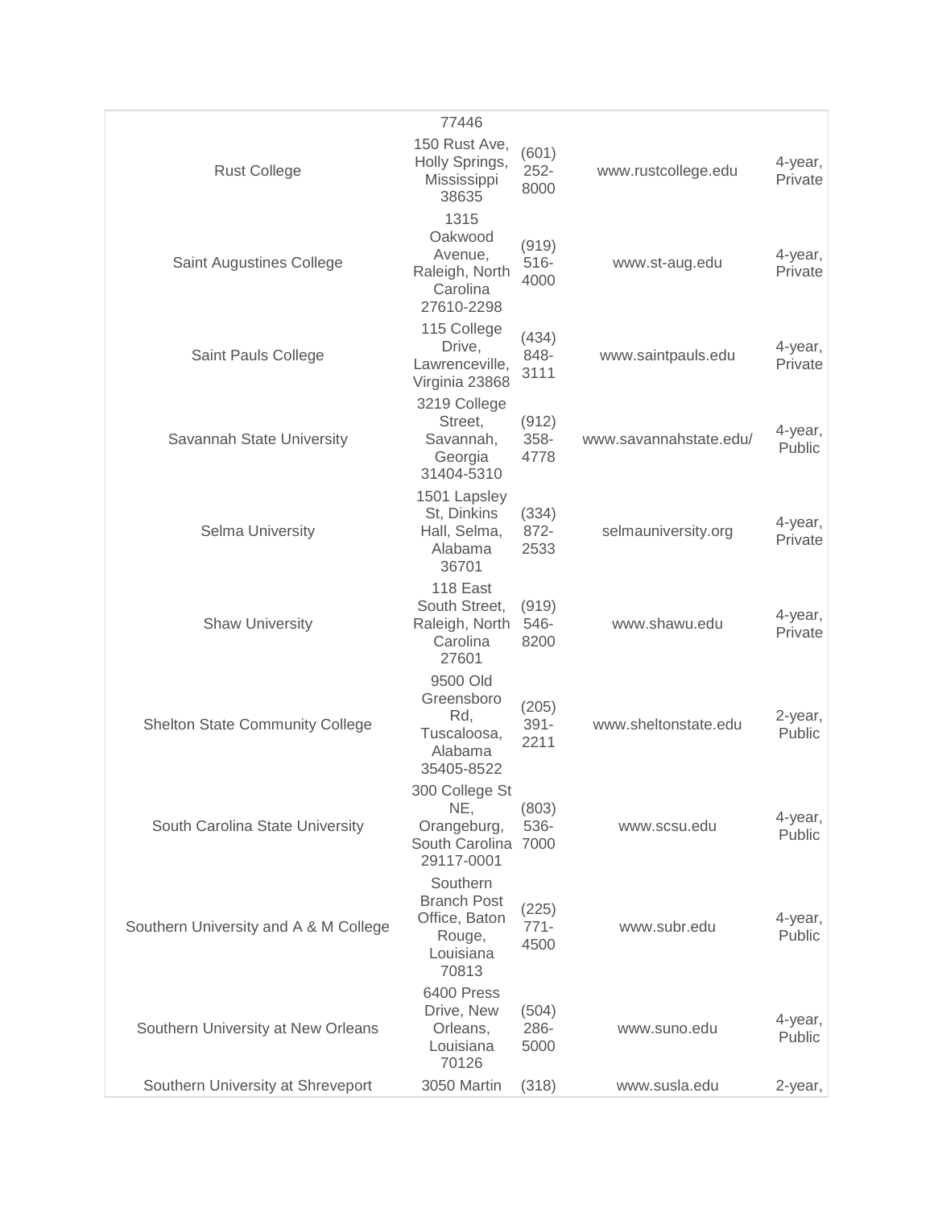| | | | | |
|---|---|---|---|---|
| | 77446 | | | |
| Rust College | 150 Rust Ave, Holly Springs, Mississippi 38635 | (601) 252-8000 | www.rustcollege.edu | 4-year, Private |
| Saint Augustines College | 1315 Oakwood Avenue, Raleigh, North Carolina 27610-2298 | (919) 516-4000 | www.st-aug.edu | 4-year, Private |
| Saint Pauls College | 115 College Drive, Lawrenceville, Virginia 23868 | (434) 848-3111 | www.saintpauls.edu | 4-year, Private |
| Savannah State University | 3219 College Street, Savannah, Georgia 31404-5310 | (912) 358-4778 | www.savannahstate.edu/ | 4-year, Public |
| Selma University | 1501 Lapsley St, Dinkins Hall, Selma, Alabama 36701 | (334) 872-2533 | selmauniversity.org | 4-year, Private |
| Shaw University | 118 East South Street, Raleigh, North Carolina 27601 | (919) 546-8200 | www.shawu.edu | 4-year, Private |
| Shelton State Community College | 9500 Old Greensboro Rd, Tuscaloosa, Alabama 35405-8522 | (205) 391-2211 | www.sheltonstate.edu | 2-year, Public |
| South Carolina State University | 300 College St NE, Orangeburg, South Carolina 29117-0001 | (803) 536-7000 | www.scsu.edu | 4-year, Public |
| Southern University and A & M College | Southern Branch Post Office, Baton Rouge, Louisiana 70813 | (225) 771-4500 | www.subr.edu | 4-year, Public |
| Southern University at New Orleans | 6400 Press Drive, New Orleans, Louisiana 70126 | (504) 286-5000 | www.suno.edu | 4-year, Public |
| Southern University at Shreveport | 3050 Martin | (318) | www.susla.edu | 2-year, |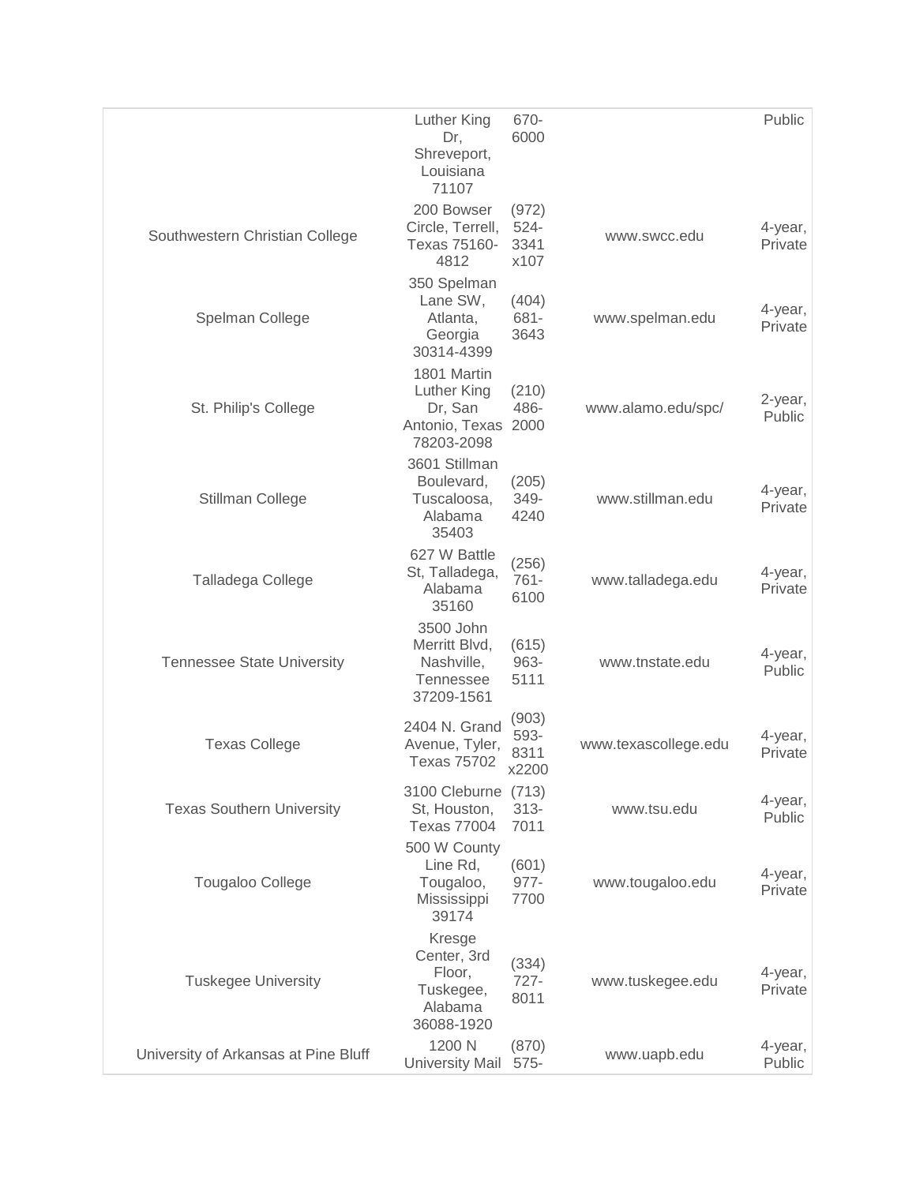| | | | | |
|---|---|---|---|---|
| | Luther King Dr, Shreveport, Louisiana 71107 | 670-6000 | | Public |
| Southwestern Christian College | 200 Bowser Circle, Terrell, Texas 75160-4812 | (972) 524-3341 x107 | www.swcc.edu | 4-year, Private |
| Spelman College | 350 Spelman Lane SW, Atlanta, Georgia 30314-4399 | (404) 681-3643 | www.spelman.edu | 4-year, Private |
| St. Philip's College | 1801 Martin Luther King Dr, San Antonio, Texas 78203-2098 | (210) 486-2000 | www.alamo.edu/spc/ | 2-year, Public |
| Stillman College | 3601 Stillman Boulevard, Tuscaloosa, Alabama 35403 | (205) 349-4240 | www.stillman.edu | 4-year, Private |
| Talladega College | 627 W Battle St, Talladega, Alabama 35160 | (256) 761-6100 | www.talladega.edu | 4-year, Private |
| Tennessee State University | 3500 John Merritt Blvd, Nashville, Tennessee 37209-1561 | (615) 963-5111 | www.tnstate.edu | 4-year, Public |
| Texas College | 2404 N. Grand Avenue, Tyler, Texas 75702 | (903) 593-8311 x2200 | www.texascollege.edu | 4-year, Private |
| Texas Southern University | 3100 Cleburne St, Houston, Texas 77004 | (713) 313-7011 | www.tsu.edu | 4-year, Public |
| Tougaloo College | 500 W County Line Rd, Tougaloo, Mississippi 39174 | (601) 977-7700 | www.tougaloo.edu | 4-year, Private |
| Tuskegee University | Kresge Center, 3rd Floor, Tuskegee, Alabama 36088-1920 | (334) 727-8011 | www.tuskegee.edu | 4-year, Private |
| University of Arkansas at Pine Bluff | 1200 N University Mail | (870) 575- | www.uapb.edu | 4-year, Public |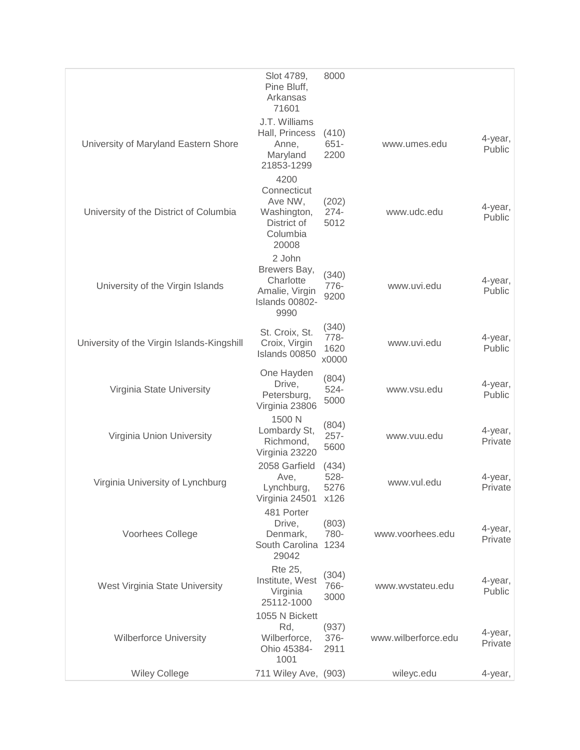| | | | | |
|---|---|---|---|---|
| | Slot 4789, Pine Bluff, Arkansas 71601 | 8000 | | |
| University of Maryland Eastern Shore | J.T. Williams Hall, Princess Anne, Maryland 21853-1299 | (410) 651-2200 | www.umes.edu | 4-year, Public |
| University of the District of Columbia | 4200 Connecticut Ave NW, Washington, District of Columbia 20008 | (202) 274-5012 | www.udc.edu | 4-year, Public |
| University of the Virgin Islands | 2 John Brewers Bay, Charlotte Amalie, Virgin Islands 00802-9990 | (340) 776-9200 | www.uvi.edu | 4-year, Public |
| University of the Virgin Islands-Kingshill | St. Croix, St. Croix, Virgin Islands 00850 | (340) 778-1620 x0000 | www.uvi.edu | 4-year, Public |
| Virginia State University | One Hayden Drive, Petersburg, Virginia 23806 | (804) 524-5000 | www.vsu.edu | 4-year, Public |
| Virginia Union University | 1500 N Lombardy St, Richmond, Virginia 23220 | (804) 257-5600 | www.vuu.edu | 4-year, Private |
| Virginia University of Lynchburg | 2058 Garfield Ave, Lynchburg, Virginia 24501 | (434) 528-5276 x126 | www.vul.edu | 4-year, Private |
| Voorhees College | 481 Porter Drive, Denmark, South Carolina 29042 | (803) 780-1234 | www.voorhees.edu | 4-year, Private |
| West Virginia State University | Rte 25, Institute, West Virginia 25112-1000 | (304) 766-3000 | www.wvstateu.edu | 4-year, Public |
| Wilberforce University | 1055 N Bickett Rd, Wilberforce, Ohio 45384-1001 | (937) 376-2911 | www.wilberforce.edu | 4-year, Private |
| Wiley College | 711 Wiley Ave, | (903) | wileyc.edu | 4-year, |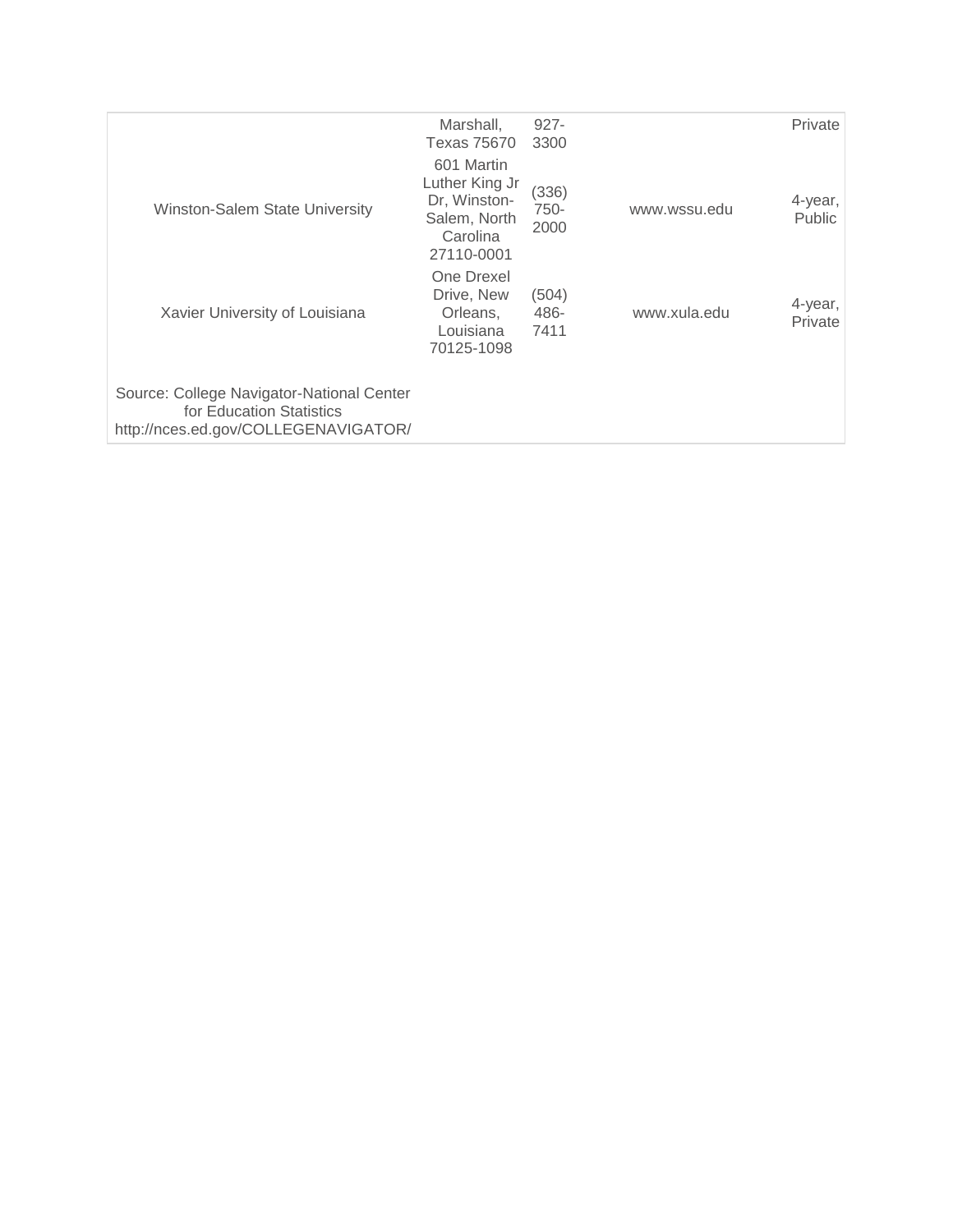| | | | | |
|---|---|---|---|---|
| | Marshall, Texas 75670 | 927-3300 | | Private |
| Winston-Salem State University | 601 Martin Luther King Jr Dr, Winston-Salem, North Carolina 27110-0001 | (336) 750-2000 | www.wssu.edu | 4-year, Public |
| Xavier University of Louisiana | One Drexel Drive, New Orleans, Louisiana 70125-1098 | (504) 486-7411 | www.xula.edu | 4-year, Private |
| Source: College Navigator-National Center for Education Statistics http://nces.ed.gov/COLLEGENAVIGATOR/ | | | | |